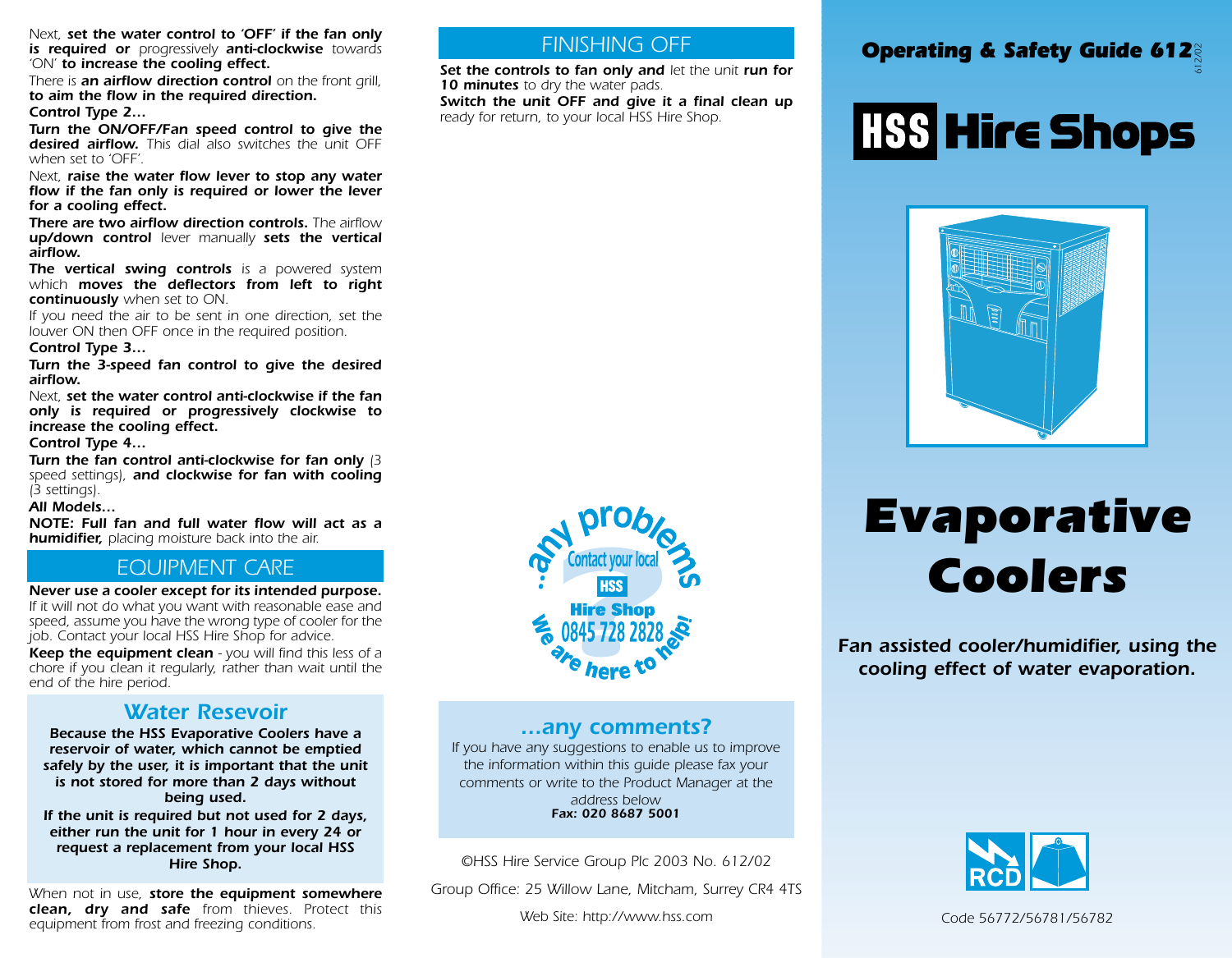Next, ***set the water control to 'OFF' if the fan only is required or*** progressively ***anti-clockwise*** towards 'ON' ***to increase the cooling effect.***

There is ***an airflow direction control*** on the front grill, ***to aim the flow in the required direction.***

***Control Type 2…***

***Turn the ON/OFF/Fan speed control to give the desired airflow.*** This dial also switches the unit OFF when set to 'OFF'.

Next, ***raise the water flow lever to stop any water flow if the fan only is required or lower the lever for a cooling effect.***

***There are two airflow direction controls.*** The airflow ***up/down control*** lever manually ***sets the vertical airflow.***

***The vertical swing controls*** is a powered system which ***moves the deflectors from left to right continuously*** when set to ON.

If you need the air to be sent in one direction, set the louver ON then OFF once in the required position.

***Control Type 3…***

***Turn the 3-speed fan control to give the desired airflow.***

Next, ***set the water control anti-clockwise if the fan only is required or progressively clockwise to increase the cooling effect.***

***Control Type 4…***

***Turn the fan control anti-clockwise for fan only*** (3 speed settings), ***and clockwise for fan with cooling*** (3 settings).

***All Models…***

***NOTE: Full fan and full water flow will act as a humidifier,*** placing moisture back into the air.

## EQUIPMENT CARE

***Never use a cooler except for its intended purpose.*** If it will not do what you want with reasonable ease and speed, assume you have the wrong type of cooler for the job. Contact your local HSS Hire Shop for advice.

***Keep the equipment clean*** - you will find this less of a chore if you clean it regularly, rather than wait until the end of the hire period.

### Water Resevoir

**Because the HSS Evaporative Coolers have a reservoir of water, which cannot be emptied safely by the user, it is important that the unit is not stored for more than 2 days without being used.**

**If the unit is required but not used for 2 days, either run the unit for 1 hour in every 24 or request a replacement from your local HSS Hire Shop.**

When not in use, ***store the equipment somewhere clean, dry and safe*** from thieves. Protect this equipment from frost and freezing conditions.

## FINISHING OFF

***Set the controls to fan only and*** let the unit ***run for 10 minutes*** to dry the water pads.

***Switch the unit OFF and give it a final clean up*** ready for return, to your local HSS Hire Shop.

...any problems? Contact your local HSS Hire Shop 0845 728 2828 We are here to help!

### ...any comments?

If you have any suggestions to enable us to improve the information within this guide please fax your comments or write to the Product Manager at the address below

**Fax: 020 8687 5001**

©HSS Hire Service Group Plc 2003 No. 612/02

Group Office: 25 Willow Lane, Mitcham, Surrey CR4 4TS

Web Site: http://www.hss.com

**Operating & Safety Guide 612**

612/02

# HSS Hire Shops

# Evaporative Coolers

***Fan assisted cooler/humidifier, using the cooling effect of water evaporation.***

RCD

Code 56772/56781/56782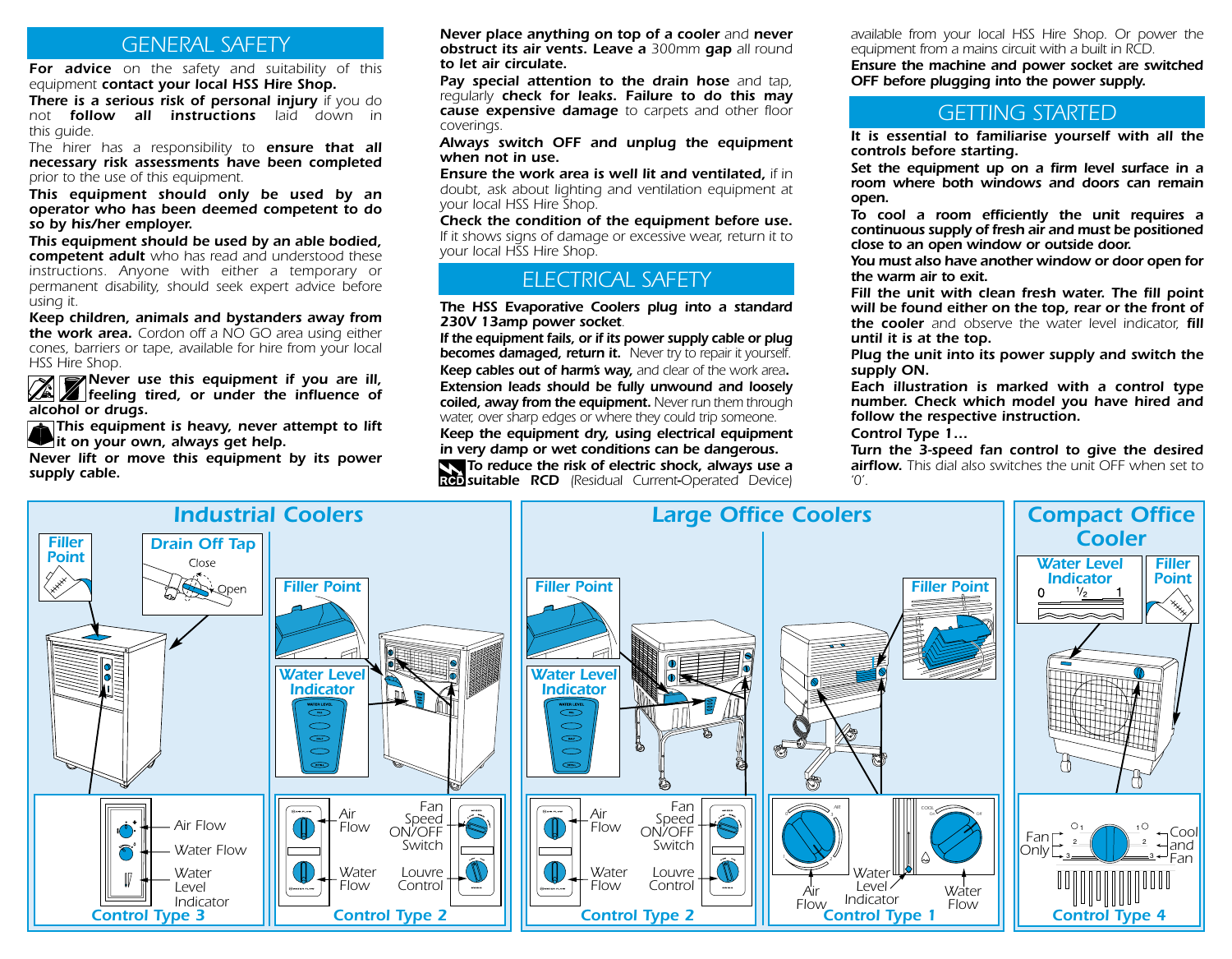## GENERAL SAFETY

**For advice** on the safety and suitability of this equipment **contact your local HSS Hire Shop.**

**There is a serious risk of personal injury** if you do not **follow all instructions** laid down in this guide.

The hirer has a responsibility to **ensure that all necessary risk assessments have been completed** prior to the use of this equipment.

**This equipment should only be used by an operator who has been deemed competent to do so by his/her employer.**

**This equipment should be used by an able bodied, competent adult** who has read and understood these instructions. Anyone with either a temporary or permanent disability, should seek expert advice before using it.

**Keep children, animals and bystanders away from the work area.** Cordon off a NO GO area using either cones, barriers or tape, available for hire from your local HSS Hire Shop.

**Never use this equipment if you are ill, feeling tired, or under the influence of alcohol or drugs.**

**This equipment is heavy, never attempt to lift it on your own, always get help.**

**Never lift or move this equipment by its power supply cable.**

**Never place anything on top of a cooler** and **never obstruct its air vents. Leave a** 300mm **gap** all round **to let air circulate.**

**Pay special attention to the drain hose** and tap, regularly **check for leaks. Failure to do this may cause expensive damage** to carpets and other floor coverings.

**Always switch OFF and unplug the equipment when not in use.**

**Ensure the work area is well lit and ventilated,** if in doubt, ask about lighting and ventilation equipment at your local HSS Hire Shop.

**Check the condition of the equipment before use.** If it shows signs of damage or excessive wear, return it to your local HSS Hire Shop.

## ELECTRICAL SAFETY

**The HSS Evaporative Coolers plug into a standard 230V 13amp power socket**.

**If the equipment fails, or if its power supply cable or plug becomes damaged, return it.** Never try to repair it yourself.

**Keep cables out of harm's way,** and clear of the work area**.**

**Extension leads should be fully unwound and loosely coiled, away from the equipment.** Never run them through water, over sharp edges or where they could trip someone.

**Keep the equipment dry, using electrical equipment in very damp or wet conditions can be dangerous.**

RCD **To reduce the risk of electric shock, always use a suitable RCD** (Residual Current-Operated Device) available from your local HSS Hire Shop. Or power the equipment from a mains circuit with a built in RCD.

**Ensure the machine and power socket are switched OFF before plugging into the power supply.**

## GETTING STARTED

**It is essential to familiarise yourself with all the controls before starting.**

**Set the equipment up on a firm level surface in a room where both windows and doors can remain open.**

**To cool a room efficiently the unit requires a continuous supply of fresh air and must be positioned close to an open window or outside door.**

**You must also have another window or door open for the warm air to exit.**

**Fill the unit with clean fresh water. The fill point will be found either on the top, rear or the front of the cooler** and observe the water level indicator, **fill until it is at the top.**

**Plug the unit into its power supply and switch the supply ON.**

**Each illustration is marked with a control type number. Check which model you have hired and follow the respective instruction.**

**Control Type 1…**

**Turn the 3-speed fan control to give the desired airflow.** This dial also switches the unit OFF when set to '0'.

## Industrial Coolers

Filler Point

Drain Off Tap

Close

Open

Air Flow

Water Flow

Water Level Indicator

Control Type 3

Filler Point

Water Level Indicator

Air Flow

Fan Speed ON/OFF Switch

Water Flow

Louvre Control

Control Type 2

## Large Office Coolers

Filler Point

Water Level Indicator

Air Flow

Fan Speed ON/OFF Switch

Water Flow

Louvre Control

Control Type 2

Filler Point

Air Flow

Water Level Indicator

Water Flow

Control Type 1

## Compact Office Cooler

Water Level Indicator

0 ½ 1

Filler Point

Fan Only

Cool and Fan

1 2 3

Control Type 4